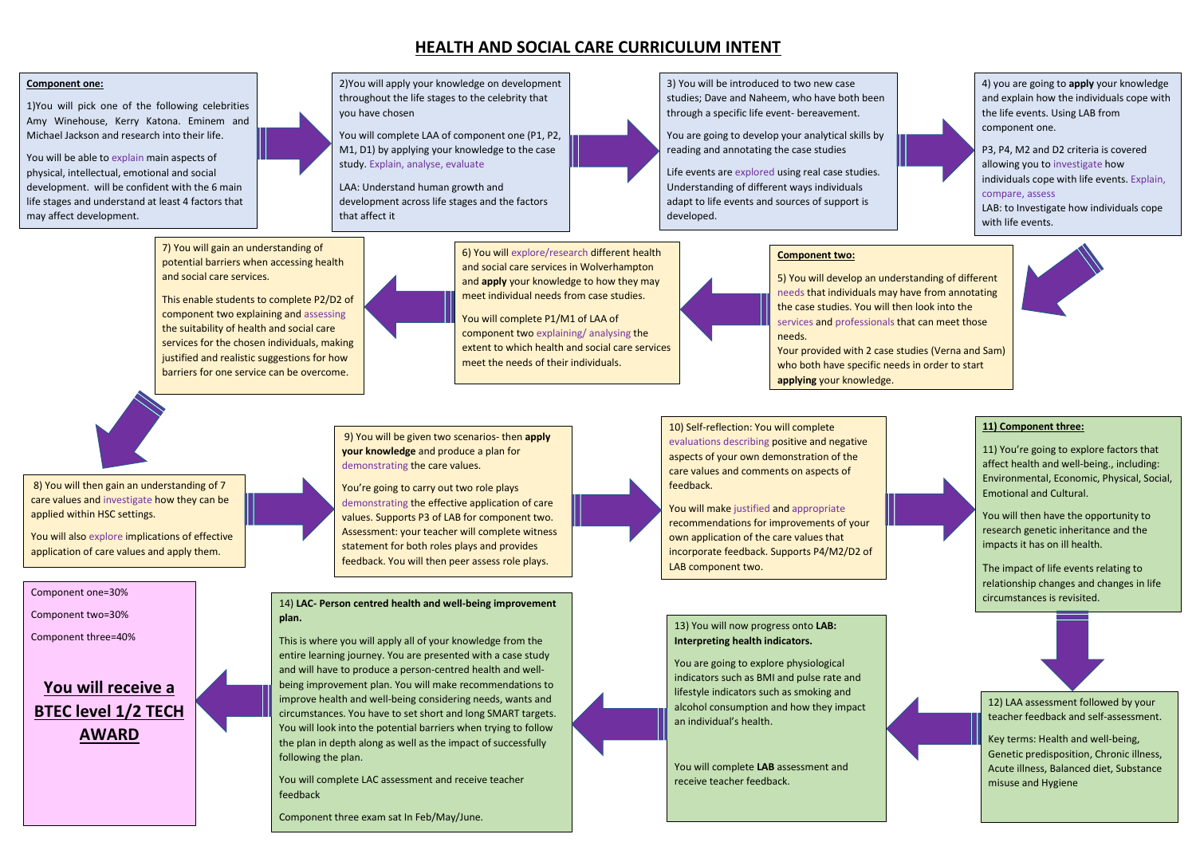# HEALTH AND SOCIAL CARE CURRICULUM INTENT

**Component one:**

1)You will pick one of the following celebrities Amy Winehouse, Kerry Katona. Eminem and Michael Jackson and research into their life.

You will be able to explain main aspects of physical, intellectual, emotional and social development. will be confident with the 6 main life stages and understand at least 4 factors that may affect development.

2)You will apply your knowledge on development throughout the life stages to the celebrity that you have chosen

You will complete LAA of component one (P1, P2, M1, D1) by applying your knowledge to the case study. Explain, analyse, evaluate

LAA: Understand human growth and development across life stages and the factors that affect it

3) You will be introduced to two new case studies; Dave and Naheem, who have both been through a specific life event- bereavement.

You are going to develop your analytical skills by reading and annotating the case studies

Life events are explored using real case studies. Understanding of different ways individuals adapt to life events and sources of support is developed.

4) you are going to **apply** your knowledge and explain how the individuals cope with the life events. Using LAB from component one.

P3, P4, M2 and D2 criteria is covered allowing you to investigate how individuals cope with life events. Explain, compare, assess

LAB: to Investigate how individuals cope with life events.

**Component two:**

5) You will develop an understanding of different needs that individuals may have from annotating the case studies. You will then look into the services and professionals that can meet those needs.

Your provided with 2 case studies (Verna and Sam) who both have specific needs in order to start **applying** your knowledge.

6) You will explore/research different health and social care services in Wolverhampton and **apply** your knowledge to how they may meet individual needs from case studies.

You will complete P1/M1 of LAA of component two explaining/ analysing the extent to which health and social care services meet the needs of their individuals.

7) You will gain an understanding of potential barriers when accessing health and social care services.

This enable students to complete P2/D2 of component two explaining and assessing the suitability of health and social care services for the chosen individuals, making justified and realistic suggestions for how barriers for one service can be overcome.

8) You will then gain an understanding of 7 care values and investigate how they can be applied within HSC settings.

You will also explore implications of effective application of care values and apply them.

9) You will be given two scenarios- then **apply your knowledge** and produce a plan for demonstrating the care values.

You're going to carry out two role plays demonstrating the effective application of care values. Supports P3 of LAB for component two. Assessment: your teacher will complete witness statement for both roles plays and provides feedback. You will then peer assess role plays.

10) Self-reflection: You will complete evaluations describing positive and negative aspects of your own demonstration of the care values and comments on aspects of feedback.

You will make justified and appropriate recommendations for improvements of your own application of the care values that incorporate feedback. Supports P4/M2/D2 of LAB component two.

**11) Component three:**

11) You're going to explore factors that affect health and well-being., including: Environmental, Economic, Physical, Social, Emotional and Cultural.

You will then have the opportunity to research genetic inheritance and the impacts it has on ill health.

The impact of life events relating to relationship changes and changes in life circumstances is revisited.

12) LAA assessment followed by your teacher feedback and self-assessment.

Key terms: Health and well-being, Genetic predisposition, Chronic illness, Acute illness, Balanced diet, Substance misuse and Hygiene

13) You will now progress onto **LAB: Interpreting health indicators.**

You are going to explore physiological indicators such as BMI and pulse rate and lifestyle indicators such as smoking and alcohol consumption and how they impact an individual's health.

You will complete **LAB** assessment and receive teacher feedback.

14) **LAC- Person centred health and well-being improvement plan.**

This is where you will apply all of your knowledge from the entire learning journey. You are presented with a case study and will have to produce a person-centred health and well-being improvement plan. You will make recommendations to improve health and well-being considering needs, wants and circumstances. You have to set short and long SMART targets. You will look into the potential barriers when trying to follow the plan in depth along as well as the impact of successfully following the plan.

You will complete LAC assessment and receive teacher feedback

Component three exam sat In Feb/May/June.

Component one=30%

Component two=30%

Component three=40%

**You will receive a BTEC level 1/2 TECH AWARD**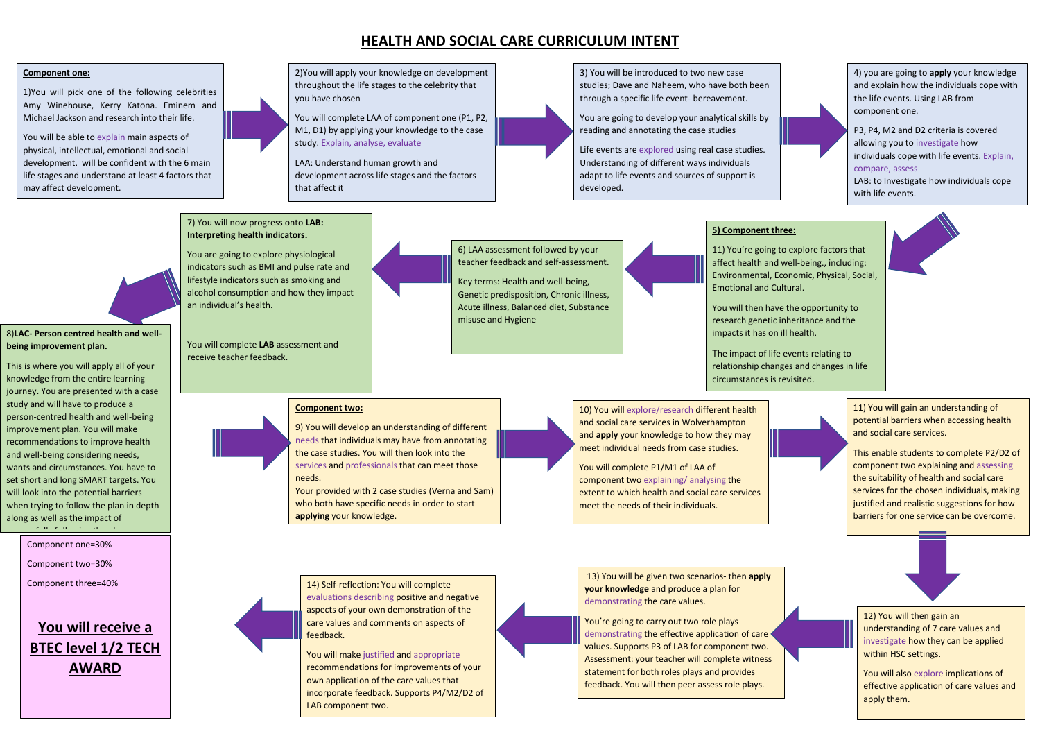# HEALTH AND SOCIAL CARE CURRICULUM INTENT

**Component one:**

1)You will pick one of the following celebrities Amy Winehouse, Kerry Katona. Eminem and Michael Jackson and research into their life.

You will be able to explain main aspects of physical, intellectual, emotional and social development. will be confident with the 6 main life stages and understand at least 4 factors that may affect development.

2)You will apply your knowledge on development throughout the life stages to the celebrity that you have chosen

You will complete LAA of component one (P1, P2, M1, D1) by applying your knowledge to the case study. Explain, analyse, evaluate

LAA: Understand human growth and development across life stages and the factors that affect it

3) You will be introduced to two new case studies; Dave and Naheem, who have both been through a specific life event- bereavement.

You are going to develop your analytical skills by reading and annotating the case studies

Life events are explored using real case studies. Understanding of different ways individuals adapt to life events and sources of support is developed.

4) you are going to **apply** your knowledge and explain how the individuals cope with the life events. Using LAB from component one.

P3, P4, M2 and D2 criteria is covered allowing you to investigate how individuals cope with life events. Explain, compare, assess

LAB: to Investigate how individuals cope with life events.

**5) Component three:**

11) You're going to explore factors that affect health and well-being., including: Environmental, Economic, Physical, Social, Emotional and Cultural.

You will then have the opportunity to research genetic inheritance and the impacts it has on ill health.

The impact of life events relating to relationship changes and changes in life circumstances is revisited.

6) LAA assessment followed by your teacher feedback and self-assessment.

Key terms: Health and well-being, Genetic predisposition, Chronic illness, Acute illness, Balanced diet, Substance misuse and Hygiene

7) You will now progress onto **LAB: Interpreting health indicators.**

You are going to explore physiological indicators such as BMI and pulse rate and lifestyle indicators such as smoking and alcohol consumption and how they impact an individual's health.

You will complete **LAB** assessment and receive teacher feedback.

8)**LAC- Person centred health and well-being improvement plan.**

This is where you will apply all of your knowledge from the entire learning journey. You are presented with a case study and will have to produce a person-centred health and well-being improvement plan. You will make recommendations to improve health and well-being considering needs, wants and circumstances. You have to set short and long SMART targets. You will look into the potential barriers when trying to follow the plan in depth along as well as the impact of successfully following the plan

**Component two:**

9) You will develop an understanding of different needs that individuals may have from annotating the case studies. You will then look into the services and professionals that can meet those needs.
Your provided with 2 case studies (Verna and Sam) who both have specific needs in order to start **applying** your knowledge.

10) You will explore/research different health and social care services in Wolverhampton and **apply** your knowledge to how they may meet individual needs from case studies.

You will complete P1/M1 of LAA of component two explaining/ analysing the extent to which health and social care services meet the needs of their individuals.

11) You will gain an understanding of potential barriers when accessing health and social care services.

This enable students to complete P2/D2 of component two explaining and assessing the suitability of health and social care services for the chosen individuals, making justified and realistic suggestions for how barriers for one service can be overcome.

12) You will then gain an understanding of 7 care values and investigate how they can be applied within HSC settings.

You will also explore implications of effective application of care values and apply them.

13) You will be given two scenarios- then **apply your knowledge** and produce a plan for demonstrating the care values.

You're going to carry out two role plays demonstrating the effective application of care values. Supports P3 of LAB for component two. Assessment: your teacher will complete witness statement for both roles plays and provides feedback. You will then peer assess role plays.

14) Self-reflection: You will complete evaluations describing positive and negative aspects of your own demonstration of the care values and comments on aspects of feedback.

You will make justified and appropriate recommendations for improvements of your own application of the care values that incorporate feedback. Supports P4/M2/D2 of LAB component two.

Component one=30%

Component two=30%

Component three=40%

**You will receive a BTEC level 1/2 TECH AWARD**